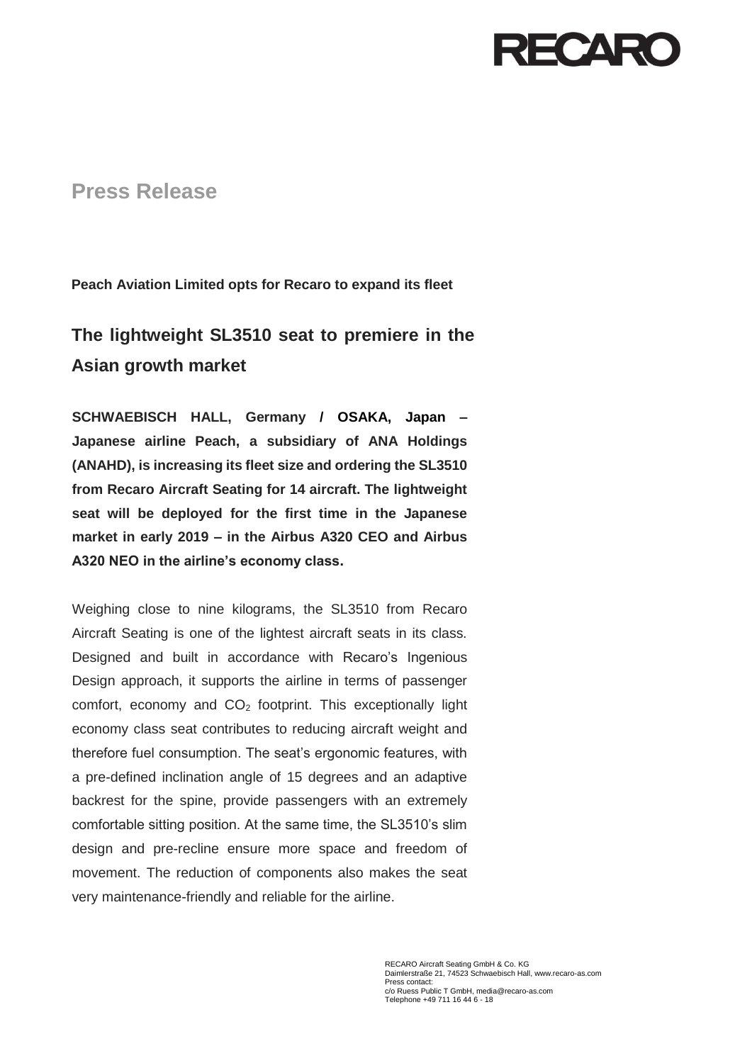RECARO

# Press Release

**Peach Aviation Limited opts for Recaro to expand its fleet**

## The lightweight SL3510 seat to premiere in the Asian growth market

**SCHWAEBISCH HALL, Germany / OSAKA, Japan – Japanese airline Peach, a subsidiary of ANA Holdings (ANAHD), is increasing its fleet size and ordering the SL3510 from Recaro Aircraft Seating for 14 aircraft. The lightweight seat will be deployed for the first time in the Japanese market in early 2019 – in the Airbus A320 CEO and Airbus A320 NEO in the airline's economy class.**

Weighing close to nine kilograms, the SL3510 from Recaro Aircraft Seating is one of the lightest aircraft seats in its class. Designed and built in accordance with Recaro's Ingenious Design approach, it supports the airline in terms of passenger comfort, economy and $CO_2$ footprint. This exceptionally light economy class seat contributes to reducing aircraft weight and therefore fuel consumption. The seat's ergonomic features, with a pre-defined inclination angle of 15 degrees and an adaptive backrest for the spine, provide passengers with an extremely comfortable sitting position. At the same time, the SL3510's slim design and pre-recline ensure more space and freedom of movement. The reduction of components also makes the seat very maintenance-friendly and reliable for the airline.

RECARO Aircraft Seating GmbH & Co. KG
Daimlerstraße 21, 74523 Schwaebisch Hall, www.recaro-as.com
Press contact:
c/o Ruess Public T GmbH, media@recaro-as.com
Telephone +49 711 16 44 6 - 18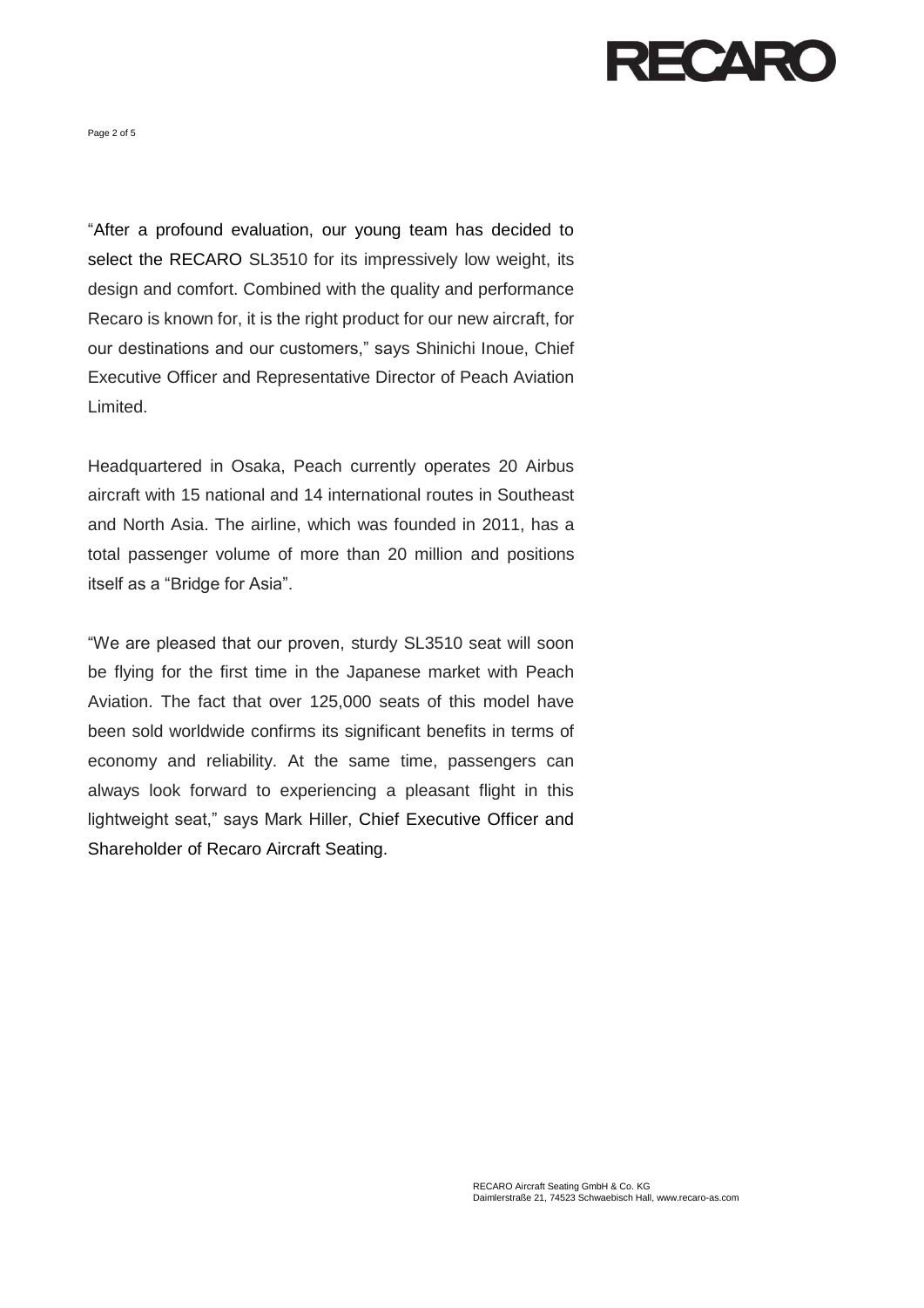"After a profound evaluation, our young team has decided to select the RECARO SL3510 for its impressively low weight, its design and comfort. Combined with the quality and performance Recaro is known for, it is the right product for our new aircraft, for our destinations and our customers," says Shinichi Inoue, Chief Executive Officer and Representative Director of Peach Aviation Limited.

Headquartered in Osaka, Peach currently operates 20 Airbus aircraft with 15 national and 14 international routes in Southeast and North Asia. The airline, which was founded in 2011, has a total passenger volume of more than 20 million and positions itself as a "Bridge for Asia".

"We are pleased that our proven, sturdy SL3510 seat will soon be flying for the first time in the Japanese market with Peach Aviation. The fact that over 125,000 seats of this model have been sold worldwide confirms its significant benefits in terms of economy and reliability. At the same time, passengers can always look forward to experiencing a pleasant flight in this lightweight seat," says Mark Hiller, Chief Executive Officer and Shareholder of Recaro Aircraft Seating.

RECARO Aircraft Seating GmbH & Co. KG
Daimlerstraße 21, 74523 Schwaebisch Hall, www.recaro-as.com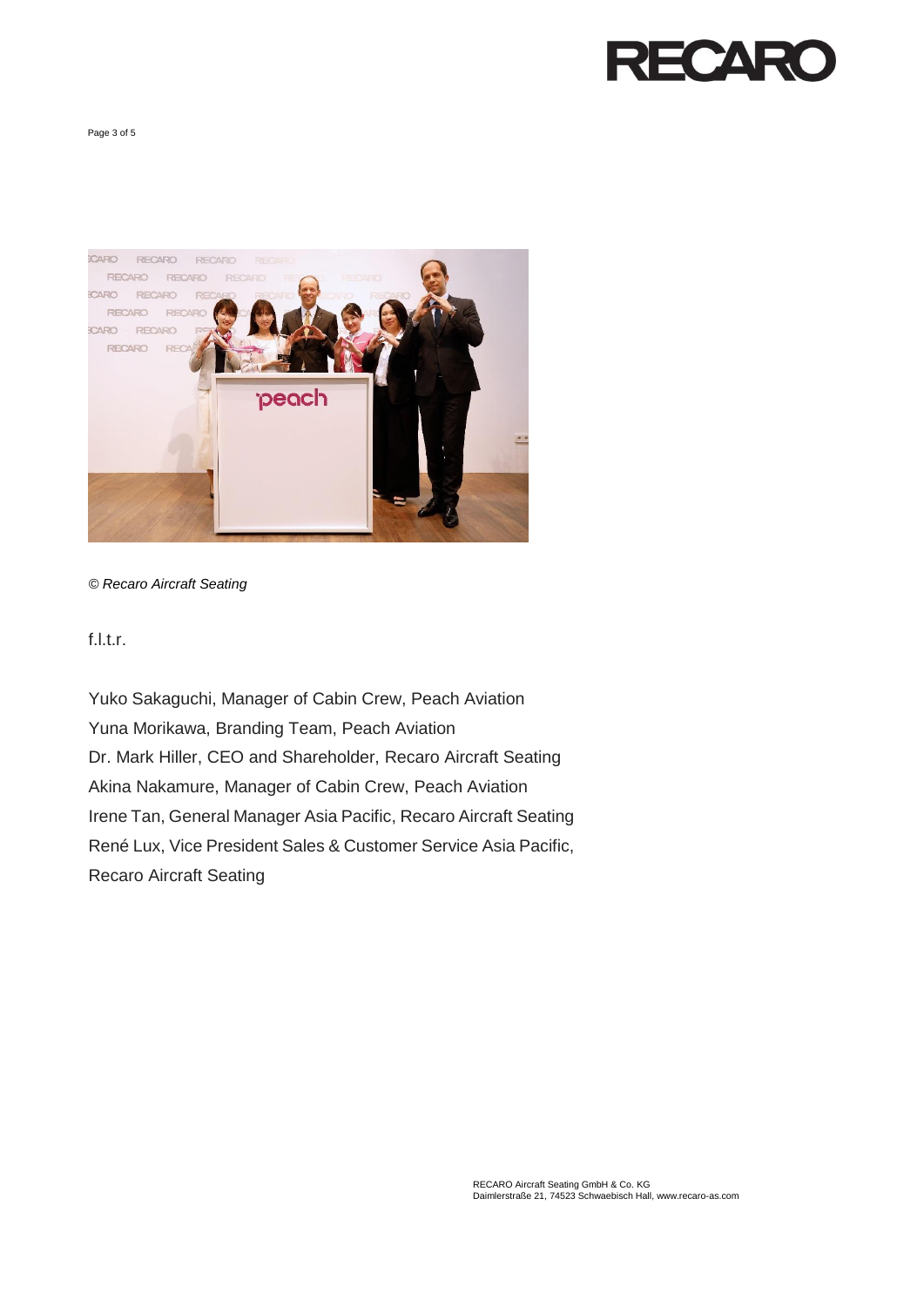*© Recaro Aircraft Seating*

f.l.t.r.

Yuko Sakaguchi, Manager of Cabin Crew, Peach Aviation
Yuna Morikawa, Branding Team, Peach Aviation
Dr. Mark Hiller, CEO and Shareholder, Recaro Aircraft Seating
Akina Nakamure, Manager of Cabin Crew, Peach Aviation
Irene Tan, General Manager Asia Pacific, Recaro Aircraft Seating
René Lux, Vice President Sales & Customer Service Asia Pacific, Recaro Aircraft Seating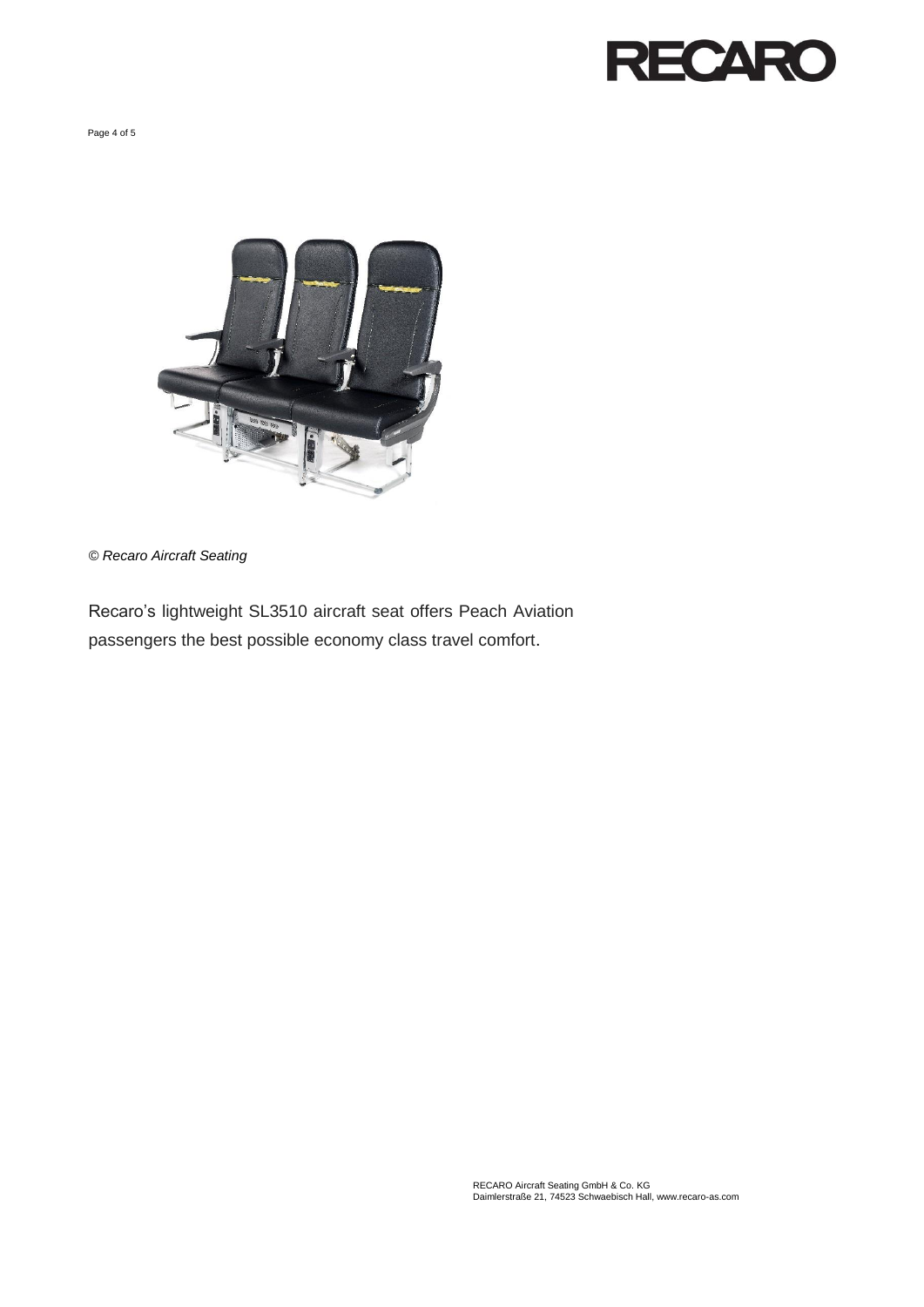*© Recaro Aircraft Seating*

Recaro's lightweight SL3510 aircraft seat offers Peach Aviation passengers the best possible economy class travel comfort.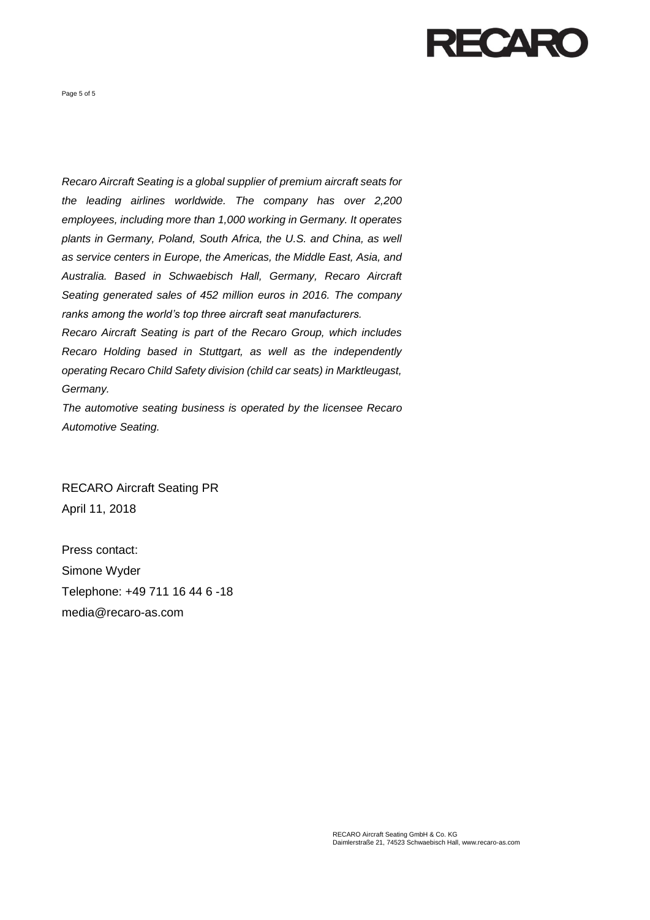*Recaro Aircraft Seating is a global supplier of premium aircraft seats for the leading airlines worldwide. The company has over 2,200 employees, including more than 1,000 working in Germany. It operates plants in Germany, Poland, South Africa, the U.S. and China, as well as service centers in Europe, the Americas, the Middle East, Asia, and Australia. Based in Schwaebisch Hall, Germany, Recaro Aircraft Seating generated sales of 452 million euros in 2016. The company ranks among the world's top three aircraft seat manufacturers.*

*Recaro Aircraft Seating is part of the Recaro Group, which includes Recaro Holding based in Stuttgart, as well as the independently operating Recaro Child Safety division (child car seats) in Marktleugast, Germany.*

*The automotive seating business is operated by the licensee Recaro Automotive Seating.*

RECARO Aircraft Seating PR
April 11, 2018

Press contact:
Simone Wyder
Telephone: +49 711 16 44 6 -18
media@recaro-as.com

RECARO Aircraft Seating GmbH & Co. KG
Daimlerstraße 21, 74523 Schwaebisch Hall, www.recaro-as.com